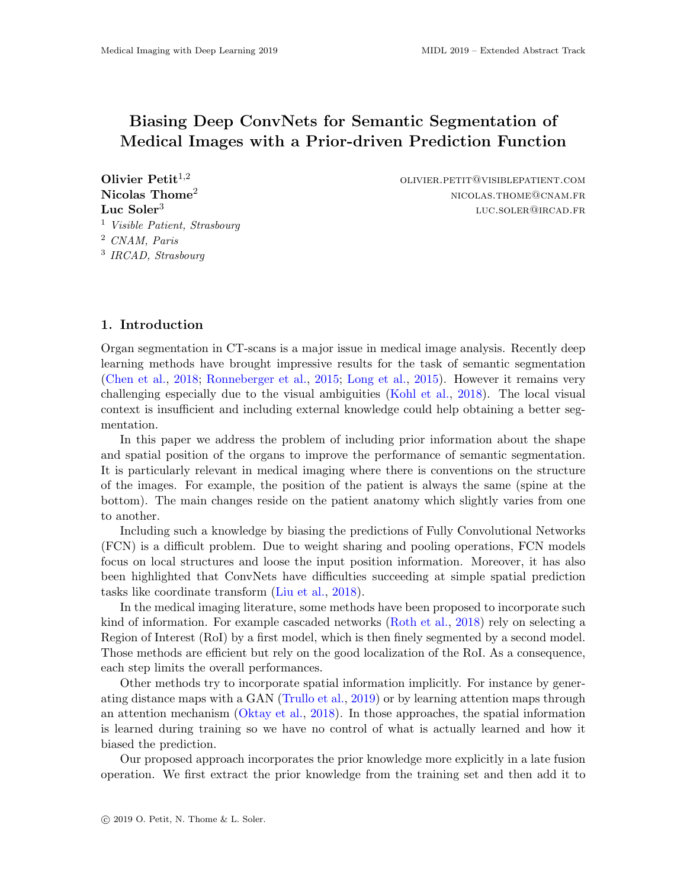# Biasing Deep ConvNets for Semantic Segmentation of Medical Images with a Prior-driven Prediction Function

**Olivier Petit**[1,2] OLIVIER.PETIT@VISIBLEPATIENT.COM
**Nicolas Thome**[2] NICOLAS.THOME@CNAM.FR
**Luc Soler**[3] LUC.SOLER@IRCAD.FR

[1] *Visible Patient, Strasbourg*
[2] *CNAM, Paris*
[3] *IRCAD, Strasbourg*

## 1. Introduction

Organ segmentation in CT-scans is a major issue in medical image analysis. Recently deep learning methods have brought impressive results for the task of semantic segmentation (Chen et al., 2018; Ronneberger et al., 2015; Long et al., 2015). However it remains very challenging especially due to the visual ambiguities (Kohl et al., 2018). The local visual context is insufficient and including external knowledge could help obtaining a better segmentation.

In this paper we address the problem of including prior information about the shape and spatial position of the organs to improve the performance of semantic segmentation. It is particularly relevant in medical imaging where there is conventions on the structure of the images. For example, the position of the patient is always the same (spine at the bottom). The main changes reside on the patient anatomy which slightly varies from one to another.

Including such a knowledge by biasing the predictions of Fully Convolutional Networks (FCN) is a difficult problem. Due to weight sharing and pooling operations, FCN models focus on local structures and loose the input position information. Moreover, it has also been highlighted that ConvNets have difficulties succeeding at simple spatial prediction tasks like coordinate transform (Liu et al., 2018).

In the medical imaging literature, some methods have been proposed to incorporate such kind of information. For example cascaded networks (Roth et al., 2018) rely on selecting a Region of Interest (RoI) by a first model, which is then finely segmented by a second model. Those methods are efficient but rely on the good localization of the RoI. As a consequence, each step limits the overall performances.

Other methods try to incorporate spatial information implicitly. For instance by generating distance maps with a GAN (Trullo et al., 2019) or by learning attention maps through an attention mechanism (Oktay et al., 2018). In those approaches, the spatial information is learned during training so we have no control of what is actually learned and how it biased the prediction.

Our proposed approach incorporates the prior knowledge more explicitly in a late fusion operation. We first extract the prior knowledge from the training set and then add it to

© 2019 O. Petit, N. Thome & L. Soler.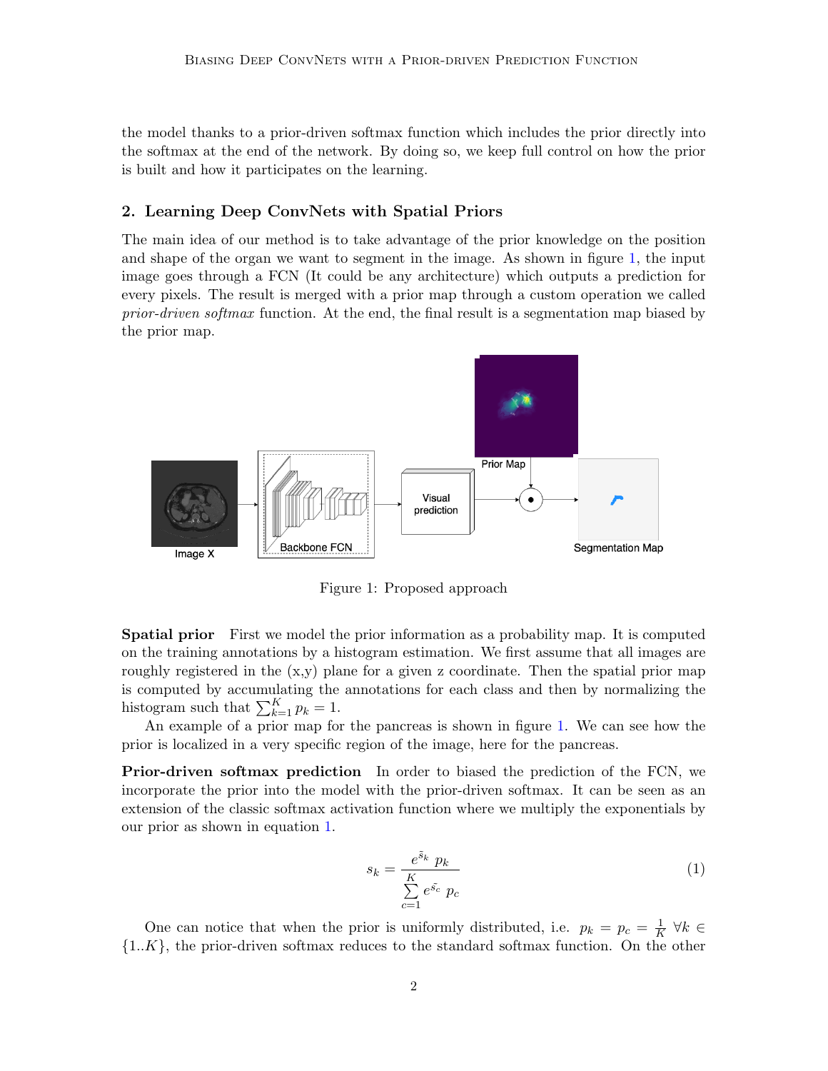the model thanks to a prior-driven softmax function which includes the prior directly into the softmax at the end of the network. By doing so, we keep full control on how the prior is built and how it participates on the learning.

## 2. Learning Deep ConvNets with Spatial Priors

The main idea of our method is to take advantage of the prior knowledge on the position and shape of the organ we want to segment in the image. As shown in figure 1, the input image goes through a FCN (It could be any architecture) which outputs a prediction for every pixels. The result is merged with a prior map through a custom operation we called *prior-driven softmax* function. At the end, the final result is a segmentation map biased by the prior map.

Figure 1: Proposed approach

**Spatial prior** First we model the prior information as a probability map. It is computed on the training annotations by a histogram estimation. We first assume that all images are roughly registered in the (x,y) plane for a given z coordinate. Then the spatial prior map is computed by accumulating the annotations for each class and then by normalizing the histogram such that $\sum_{k=1}^{K} p_k = 1$.

An example of a prior map for the pancreas is shown in figure 1. We can see how the prior is localized in a very specific region of the image, here for the pancreas.

**Prior-driven softmax prediction** In order to biased the prediction of the FCN, we incorporate the prior into the model with the prior-driven softmax. It can be seen as an extension of the classic softmax activation function where we multiply the exponentials by our prior as shown in equation 1.

$$s_k = \frac{e^{\tilde{s}_k} \; p_k}{\sum\limits_{c=1}^{K} e^{\tilde{s}_c} \; p_c} \tag{1}$$

One can notice that when the prior is uniformly distributed, i.e. $p_k = p_c = \frac{1}{K} \; \forall k \in \{1..K\}$, the prior-driven softmax reduces to the standard softmax function. On the other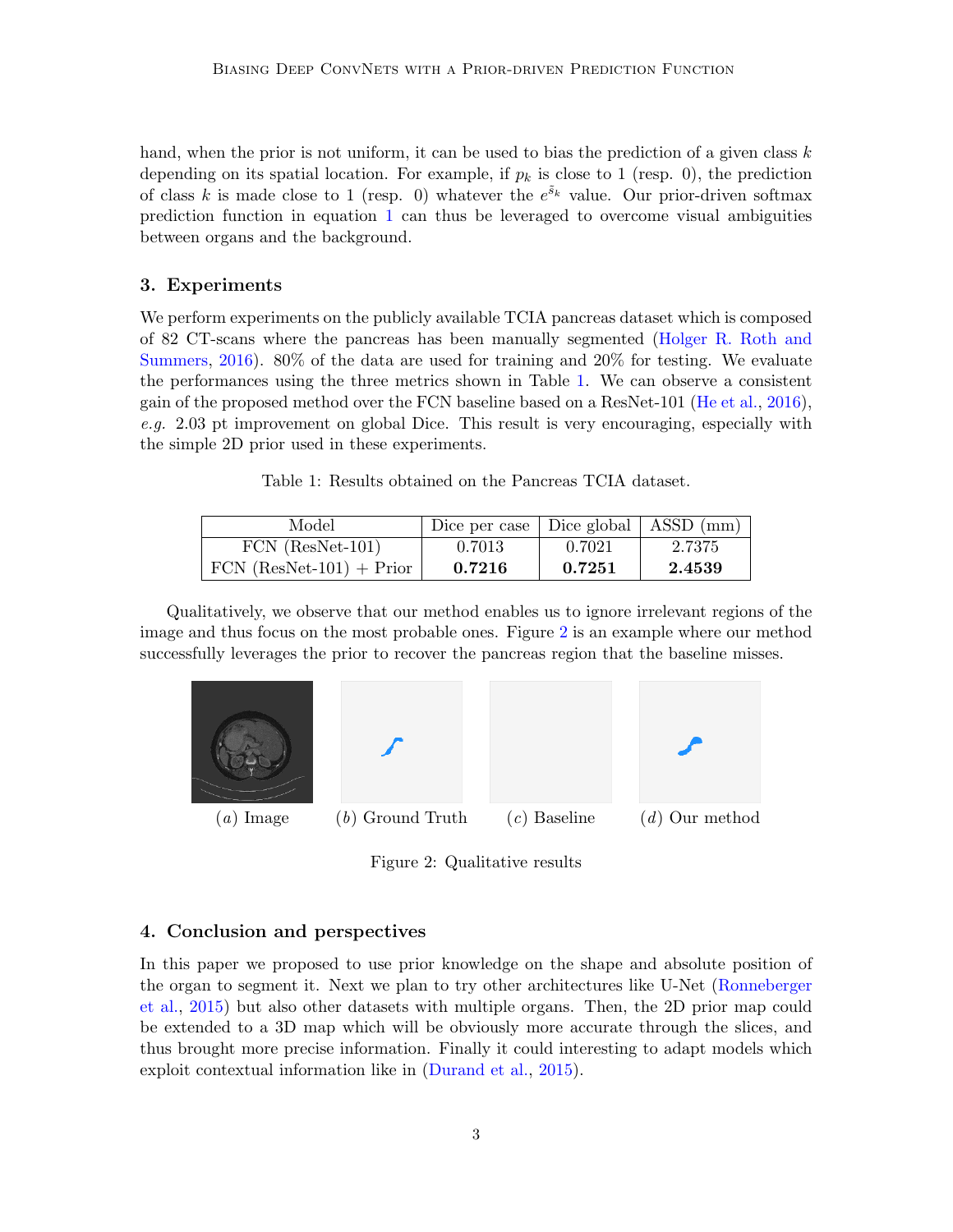hand, when the prior is not uniform, it can be used to bias the prediction of a given class $k$ depending on its spatial location. For example, if $p_k$ is close to 1 (resp. 0), the prediction of class $k$ is made close to 1 (resp. 0) whatever the $e^{\tilde{s}_k}$ value. Our prior-driven softmax prediction function in equation 1 can thus be leveraged to overcome visual ambiguities between organs and the background.

## 3. Experiments

We perform experiments on the publicly available TCIA pancreas dataset which is composed of 82 CT-scans where the pancreas has been manually segmented (Holger R. Roth and Summers, 2016). 80% of the data are used for training and 20% for testing. We evaluate the performances using the three metrics shown in Table 1. We can observe a consistent gain of the proposed method over the FCN baseline based on a ResNet-101 (He et al., 2016), *e.g.* 2.03 pt improvement on global Dice. This result is very encouraging, especially with the simple 2D prior used in these experiments.

Table 1: Results obtained on the Pancreas TCIA dataset.

| Model | Dice per case | Dice global | ASSD (mm) |
|---|---|---|---|
| FCN (ResNet-101) | 0.7013 | 0.7021 | 2.7375 |
| FCN (ResNet-101) + Prior | **0.7216** | **0.7251** | **2.4539** |

Qualitatively, we observe that our method enables us to ignore irrelevant regions of the image and thus focus on the most probable ones. Figure 2 is an example where our method successfully leverages the prior to recover the pancreas region that the baseline misses.

(*a*) Image (*b*) Ground Truth (*c*) Baseline (*d*) Our method

Figure 2: Qualitative results

## 4. Conclusion and perspectives

In this paper we proposed to use prior knowledge on the shape and absolute position of the organ to segment it. Next we plan to try other architectures like U-Net (Ronneberger et al., 2015) but also other datasets with multiple organs. Then, the 2D prior map could be extended to a 3D map which will be obviously more accurate through the slices, and thus brought more precise information. Finally it could interesting to adapt models which exploit contextual information like in (Durand et al., 2015).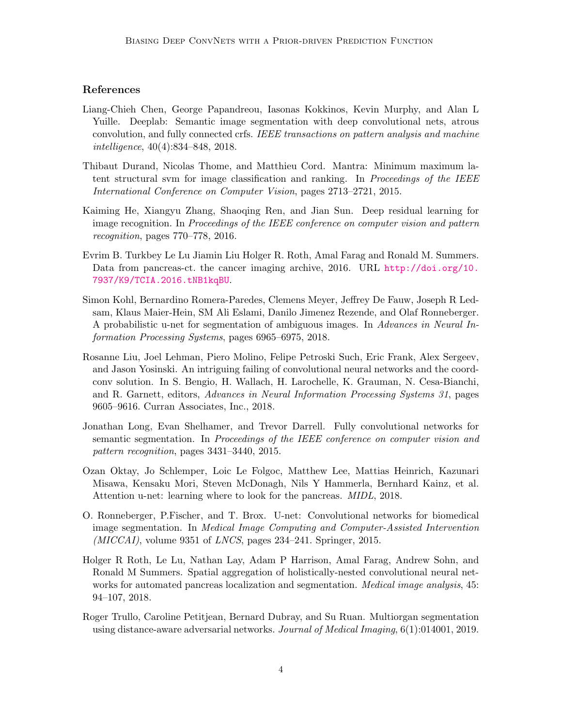## References

Liang-Chieh Chen, George Papandreou, Iasonas Kokkinos, Kevin Murphy, and Alan L Yuille. Deeplab: Semantic image segmentation with deep convolutional nets, atrous convolution, and fully connected crfs. *IEEE transactions on pattern analysis and machine intelligence*, 40(4):834–848, 2018.

Thibaut Durand, Nicolas Thome, and Matthieu Cord. Mantra: Minimum maximum latent structural svm for image classification and ranking. In *Proceedings of the IEEE International Conference on Computer Vision*, pages 2713–2721, 2015.

Kaiming He, Xiangyu Zhang, Shaoqing Ren, and Jian Sun. Deep residual learning for image recognition. In *Proceedings of the IEEE conference on computer vision and pattern recognition*, pages 770–778, 2016.

Evrim B. Turkbey Le Lu Jiamin Liu Holger R. Roth, Amal Farag and Ronald M. Summers. Data from pancreas-ct. the cancer imaging archive, 2016. URL http://doi.org/10.7937/K9/TCIA.2016.tNB1kqBU.

Simon Kohl, Bernardino Romera-Paredes, Clemens Meyer, Jeffrey De Fauw, Joseph R Ledsam, Klaus Maier-Hein, SM Ali Eslami, Danilo Jimenez Rezende, and Olaf Ronneberger. A probabilistic u-net for segmentation of ambiguous images. In *Advances in Neural Information Processing Systems*, pages 6965–6975, 2018.

Rosanne Liu, Joel Lehman, Piero Molino, Felipe Petroski Such, Eric Frank, Alex Sergeev, and Jason Yosinski. An intriguing failing of convolutional neural networks and the coordconv solution. In S. Bengio, H. Wallach, H. Larochelle, K. Grauman, N. Cesa-Bianchi, and R. Garnett, editors, *Advances in Neural Information Processing Systems 31*, pages 9605–9616. Curran Associates, Inc., 2018.

Jonathan Long, Evan Shelhamer, and Trevor Darrell. Fully convolutional networks for semantic segmentation. In *Proceedings of the IEEE conference on computer vision and pattern recognition*, pages 3431–3440, 2015.

Ozan Oktay, Jo Schlemper, Loic Le Folgoc, Matthew Lee, Mattias Heinrich, Kazunari Misawa, Kensaku Mori, Steven McDonagh, Nils Y Hammerla, Bernhard Kainz, et al. Attention u-net: learning where to look for the pancreas. *MIDL*, 2018.

O. Ronneberger, P.Fischer, and T. Brox. U-net: Convolutional networks for biomedical image segmentation. In *Medical Image Computing and Computer-Assisted Intervention (MICCAI)*, volume 9351 of *LNCS*, pages 234–241. Springer, 2015.

Holger R Roth, Le Lu, Nathan Lay, Adam P Harrison, Amal Farag, Andrew Sohn, and Ronald M Summers. Spatial aggregation of holistically-nested convolutional neural networks for automated pancreas localization and segmentation. *Medical image analysis*, 45: 94–107, 2018.

Roger Trullo, Caroline Petitjean, Bernard Dubray, and Su Ruan. Multiorgan segmentation using distance-aware adversarial networks. *Journal of Medical Imaging*, 6(1):014001, 2019.